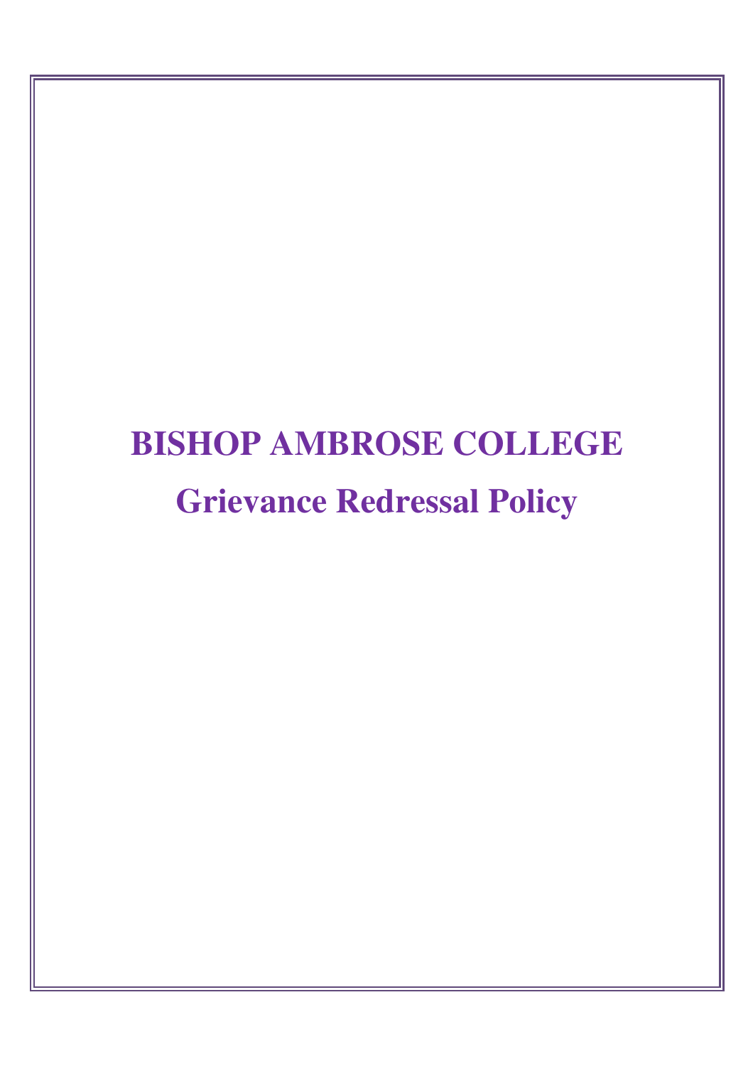# BISHOP AMBROSE COLLEGE

## Grievance Redressal Policy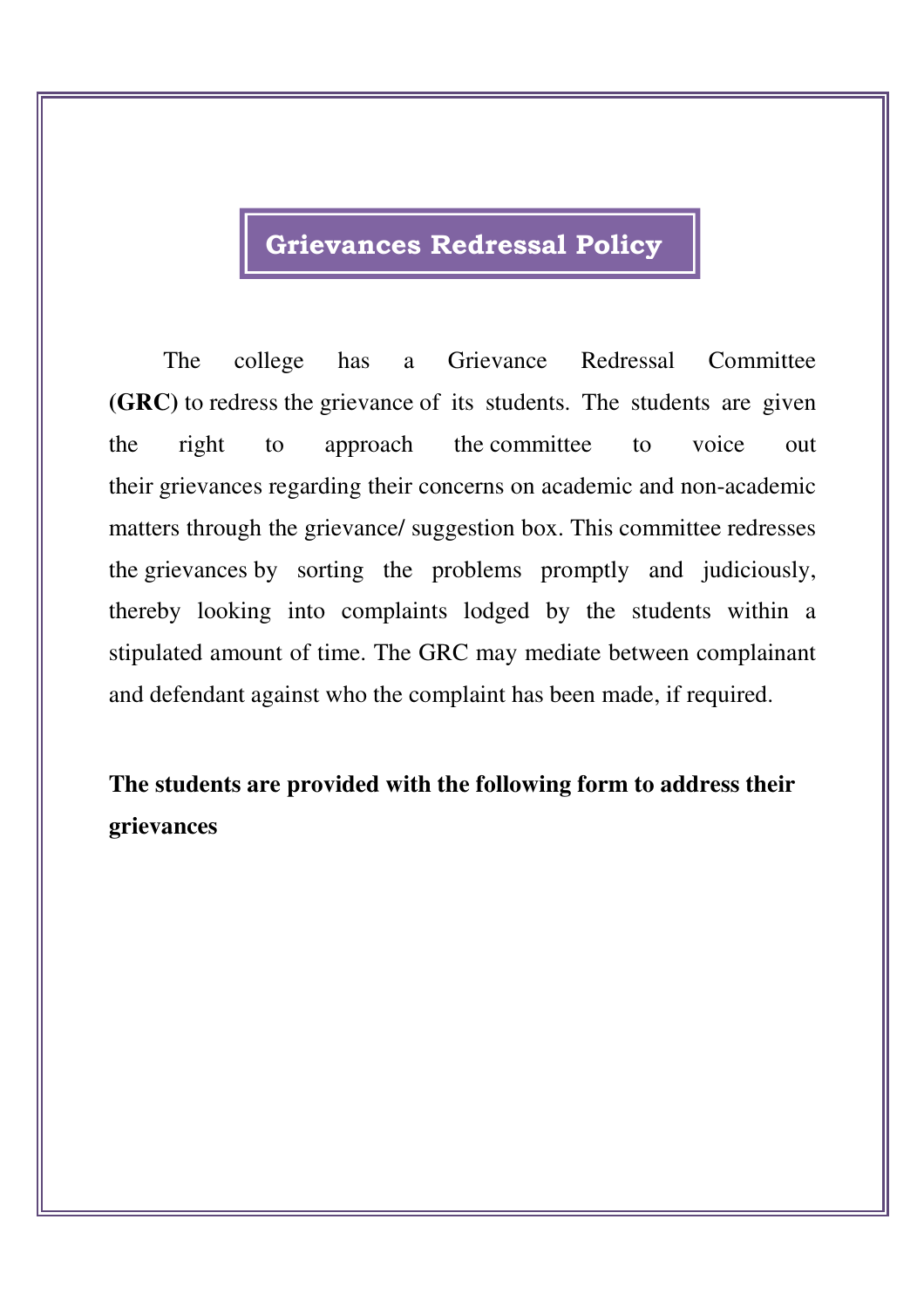# Grievances Redressal Policy

The college has a Grievance Redressal Committee **(GRC)** to redress the grievance of its students. The students are given the right to approach the committee to voice out their grievances regarding their concerns on academic and non-academic matters through the grievance/ suggestion box. This committee redresses the grievances by sorting the problems promptly and judiciously, thereby looking into complaints lodged by the students within a stipulated amount of time. The GRC may mediate between complainant and defendant against who the complaint has been made, if required.

**The students are provided with the following form to address their grievances**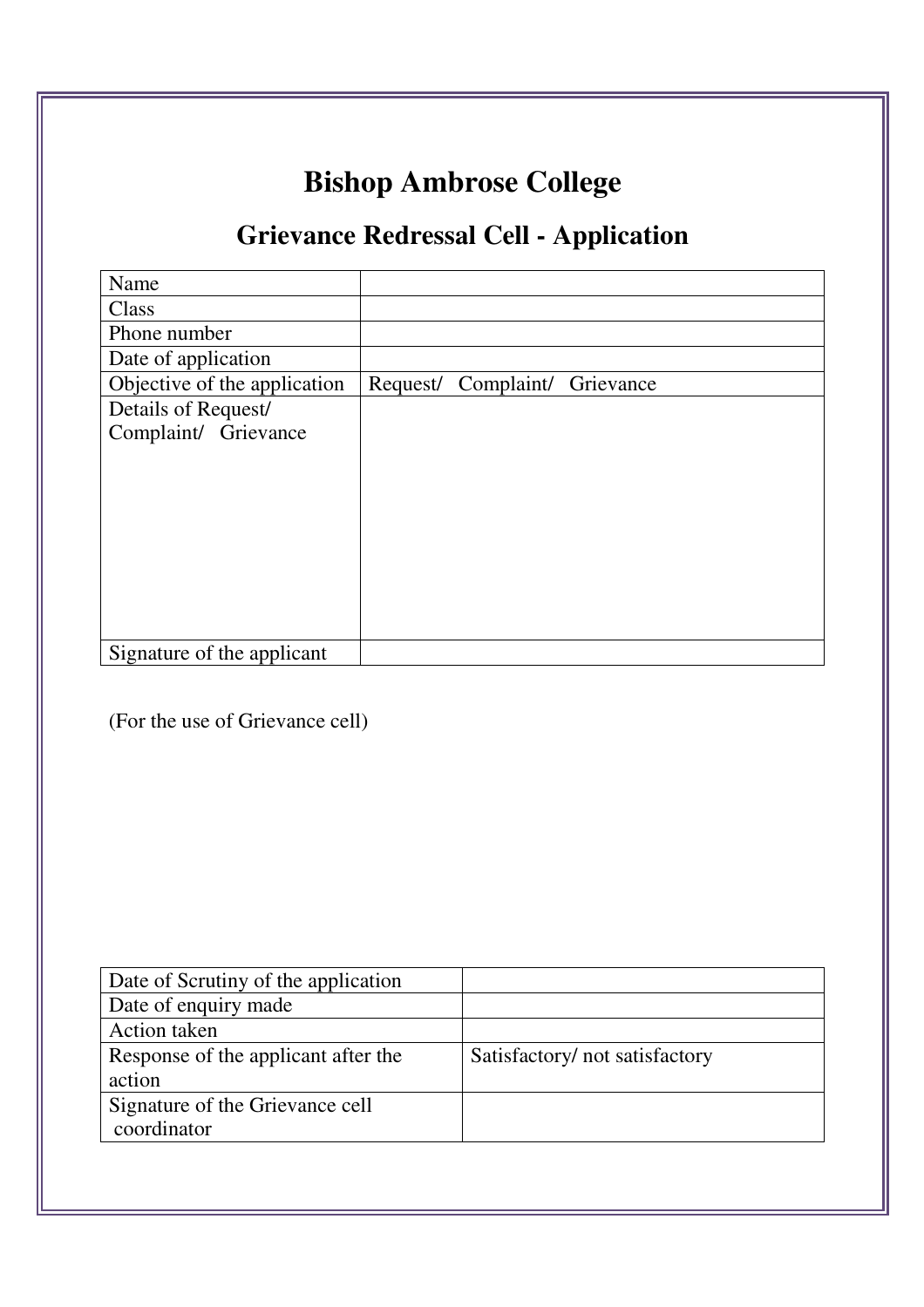# Bishop Ambrose College

## Grievance Redressal Cell - Application

| Name | |
|---|---|
| Class | |
| Phone number | |
| Date of application | |
| Objective of the application | Request/ Complaint/ Grievance |
| Details of Request/ Complaint/ Grievance | |
| Signature of the applicant | |

(For the use of Grievance cell)

| Date of Scrutiny of the application | |
|---|---|
| Date of enquiry made | |
| Action taken | |
| Response of the applicant after the action | Satisfactory/ not satisfactory |
| Signature of the Grievance cell coordinator | |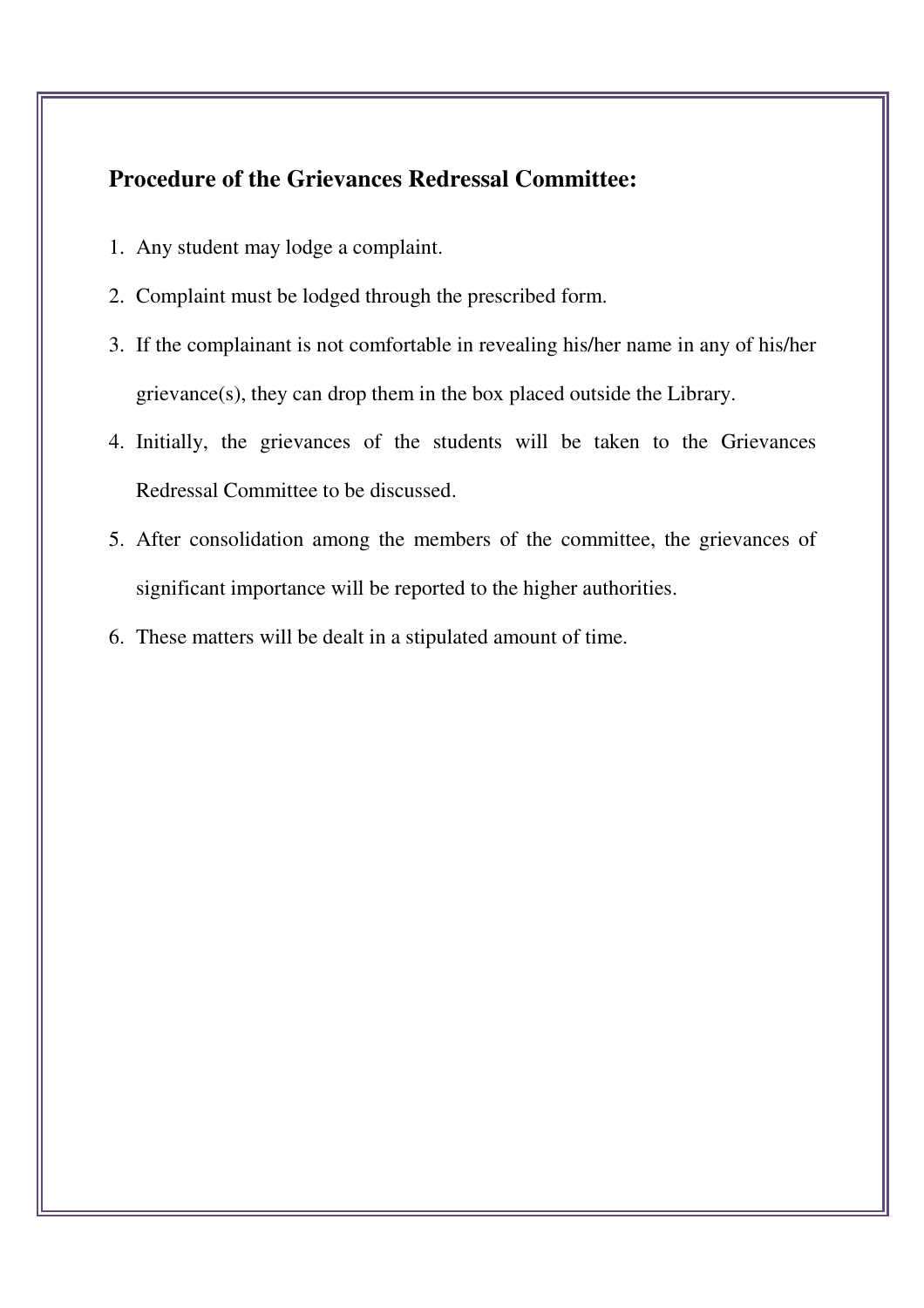**Procedure of the Grievances Redressal Committee:**

1. Any student may lodge a complaint.
2. Complaint must be lodged through the prescribed form.
3. If the complainant is not comfortable in revealing his/her name in any of his/her grievance(s), they can drop them in the box placed outside the Library.
4. Initially, the grievances of the students will be taken to the Grievances Redressal Committee to be discussed.
5. After consolidation among the members of the committee, the grievances of significant importance will be reported to the higher authorities.
6. These matters will be dealt in a stipulated amount of time.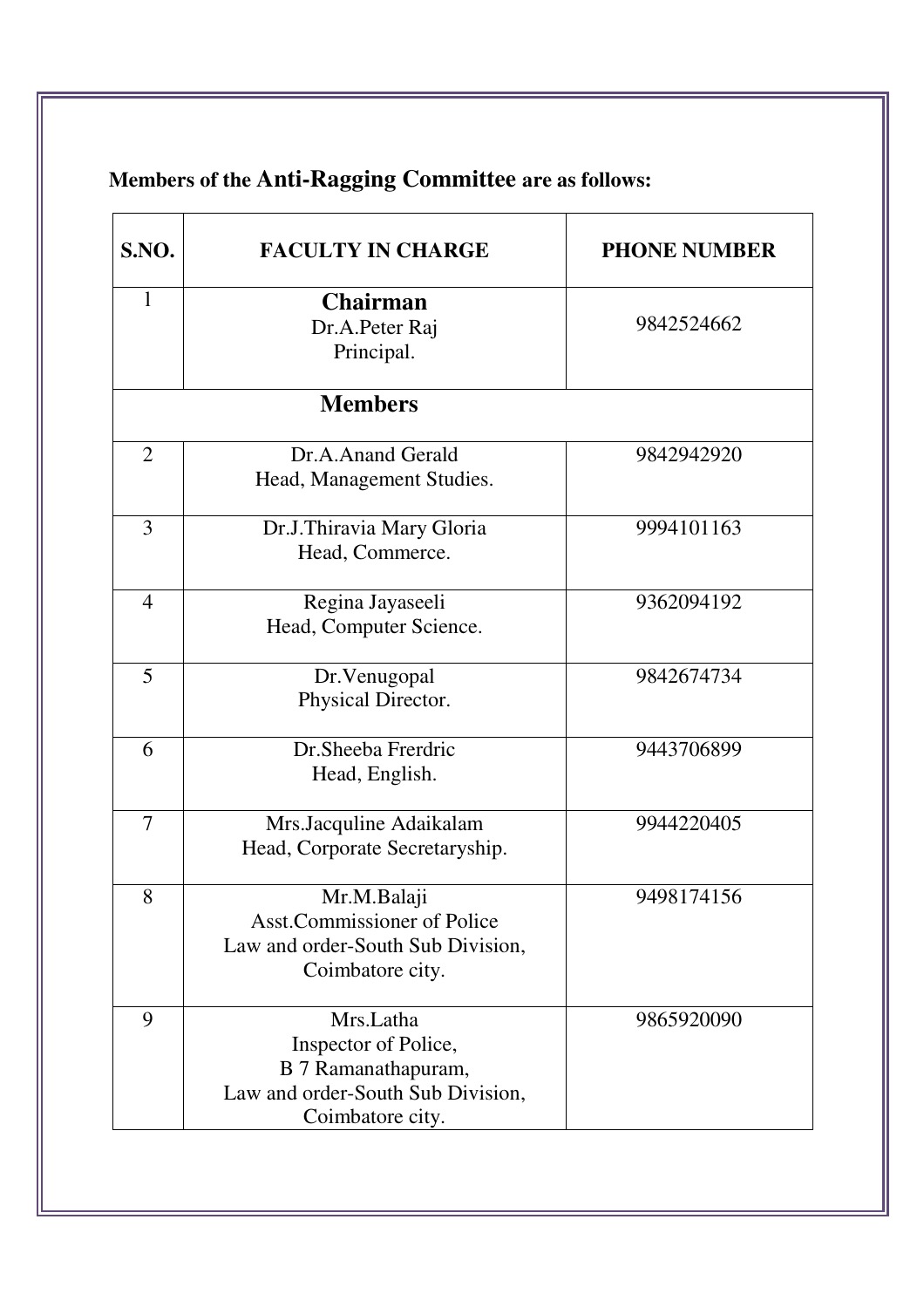**Members of the Anti-Ragging Committee are as follows:**

| S.NO. | FACULTY IN CHARGE | PHONE NUMBER |
|---|---|---|
| 1 | **Chairman**<br>Dr.A.Peter Raj<br>Principal. | 9842524662 |
| | **Members** | |
| 2 | Dr.A.Anand Gerald<br>Head, Management Studies. | 9842942920 |
| 3 | Dr.J.Thiravia Mary Gloria<br>Head, Commerce. | 9994101163 |
| 4 | Regina Jayaseeli<br>Head, Computer Science. | 9362094192 |
| 5 | Dr.Venugopal<br>Physical Director. | 9842674734 |
| 6 | Dr.Sheeba Frerdric<br>Head, English. | 9443706899 |
| 7 | Mrs.Jacquline Adaikalam<br>Head, Corporate Secretaryship. | 9944220405 |
| 8 | Mr.M.Balaji<br>Asst.Commissioner of Police<br>Law and order-South Sub Division,<br>Coimbatore city. | 9498174156 |
| 9 | Mrs.Latha<br>Inspector of Police,<br>B 7 Ramanathapuram,<br>Law and order-South Sub Division,<br>Coimbatore city. | 9865920090 |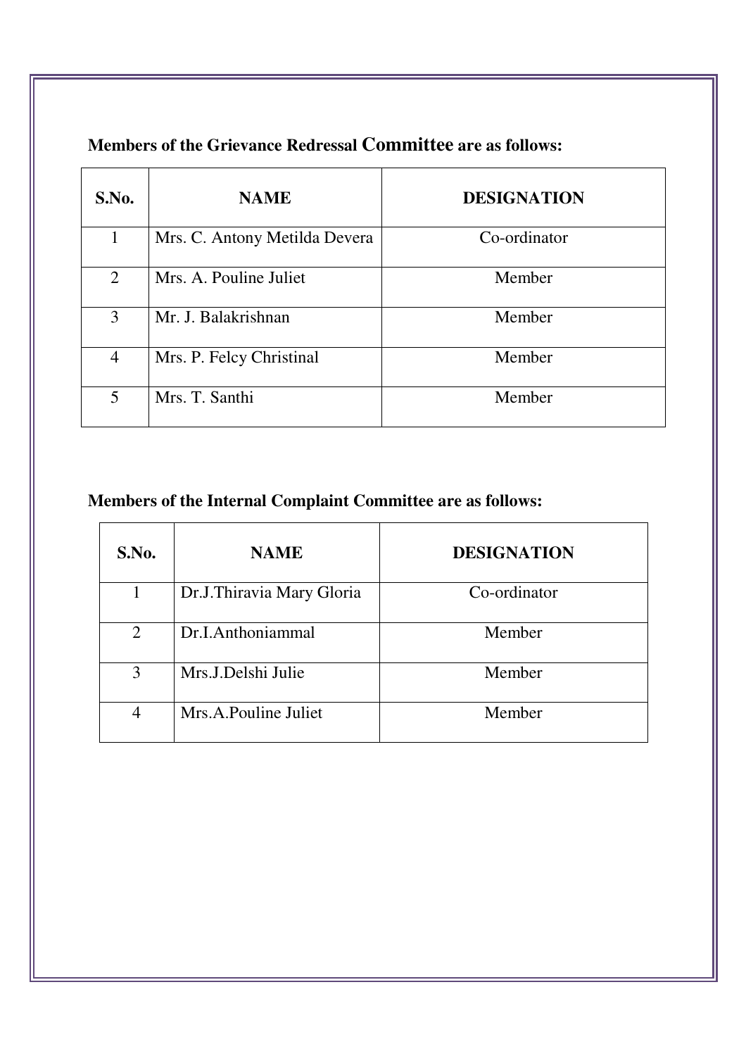**Members of the Grievance Redressal Committee are as follows:**

| S.No. | NAME | DESIGNATION |
|---|---|---|
| 1 | Mrs. C. Antony Metilda Devera | Co-ordinator |
| 2 | Mrs. A. Pouline Juliet | Member |
| 3 | Mr. J. Balakrishnan | Member |
| 4 | Mrs. P. Felcy Christinal | Member |
| 5 | Mrs. T. Santhi | Member |

**Members of the Internal Complaint Committee are as follows:**

| S.No. | NAME | DESIGNATION |
|---|---|---|
| 1 | Dr.J.Thiravia Mary Gloria | Co-ordinator |
| 2 | Dr.I.Anthoniammal | Member |
| 3 | Mrs.J.Delshi Julie | Member |
| 4 | Mrs.A.Pouline Juliet | Member |